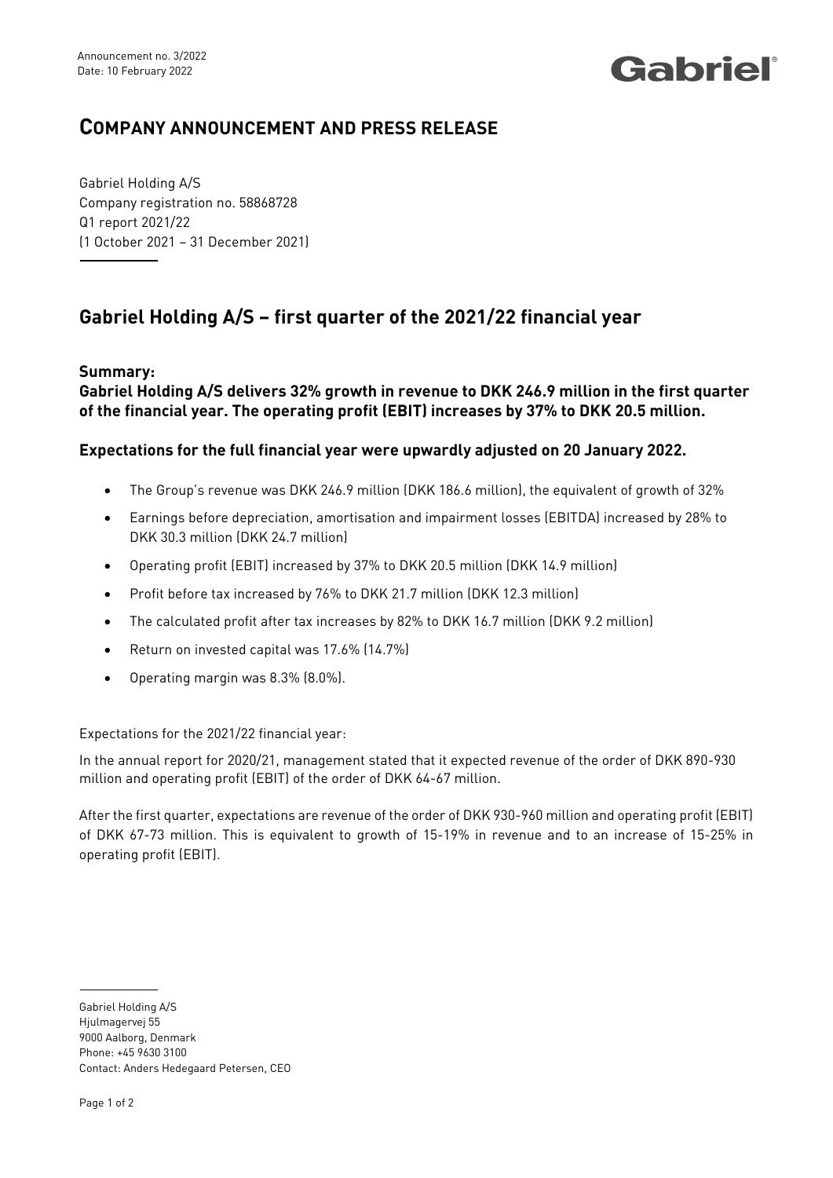Announcement no. 3/2022
Date: 10 February 2022

Gabriel®

# COMPANY ANNOUNCEMENT AND PRESS RELEASE

Gabriel Holding A/S
Company registration no. 58868728
Q1 report 2021/22
(1 October 2021 – 31 December 2021)

## Gabriel Holding A/S – first quarter of the 2021/22 financial year

**Summary:**
**Gabriel Holding A/S delivers 32% growth in revenue to DKK 246.9 million in the first quarter of the financial year. The operating profit (EBIT) increases by 37% to DKK 20.5 million.**

**Expectations for the full financial year were upwardly adjusted on 20 January 2022.**

- The Group's revenue was DKK 246.9 million (DKK 186.6 million), the equivalent of growth of 32%
- Earnings before depreciation, amortisation and impairment losses (EBITDA) increased by 28% to DKK 30.3 million (DKK 24.7 million)
- Operating profit (EBIT) increased by 37% to DKK 20.5 million (DKK 14.9 million)
- Profit before tax increased by 76% to DKK 21.7 million (DKK 12.3 million)
- The calculated profit after tax increases by 82% to DKK 16.7 million (DKK 9.2 million)
- Return on invested capital was 17.6% (14.7%)
- Operating margin was 8.3% (8.0%).

Expectations for the 2021/22 financial year:

In the annual report for 2020/21, management stated that it expected revenue of the order of DKK 890-930 million and operating profit (EBIT) of the order of DKK 64-67 million.

After the first quarter, expectations are revenue of the order of DKK 930-960 million and operating profit (EBIT) of DKK 67-73 million. This is equivalent to growth of 15-19% in revenue and to an increase of 15-25% in operating profit (EBIT).

Gabriel Holding A/S
Hjulmagervej 55
9000 Aalborg, Denmark
Phone: +45 9630 3100
Contact: Anders Hedegaard Petersen, CEO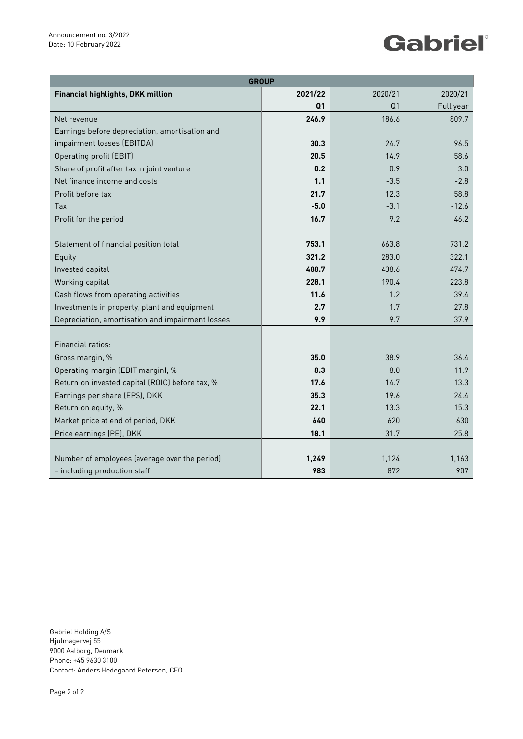Announcement no. 3/2022
Date: 10 February 2022

| GROUP | | | |
|---|---|---|---|
| **Financial highlights, DKK million** | **2021/22** | 2020/21 | 2020/21 |
| | **Q1** | Q1 | Full year |
| Net revenue | **246.9** | 186.6 | 809.7 |
| Earnings before depreciation, amortisation and impairment losses (EBITDA) | **30.3** | 24.7 | 96.5 |
| Operating profit (EBIT) | **20.5** | 14.9 | 58.6 |
| Share of profit after tax in joint venture | **0.2** | 0.9 | 3.0 |
| Net finance income and costs | **1.1** | -3.5 | -2.8 |
| Profit before tax | **21.7** | 12.3 | 58.8 |
| Tax | **-5.0** | -3.1 | -12.6 |
| Profit for the period | **16.7** | 9.2 | 46.2 |
| | | | |
| Statement of financial position total | **753.1** | 663.8 | 731.2 |
| Equity | **321.2** | 283.0 | 322.1 |
| Invested capital | **488.7** | 438.6 | 474.7 |
| Working capital | **228.1** | 190.4 | 223.8 |
| Cash flows from operating activities | **11.6** | 1.2 | 39.4 |
| Investments in property, plant and equipment | **2.7** | 1.7 | 27.8 |
| Depreciation, amortisation and impairment losses | **9.9** | 9.7 | 37.9 |
| | | | |
| Financial ratios: | | | |
| Gross margin, % | **35.0** | 38.9 | 36.4 |
| Operating margin (EBIT margin), % | **8.3** | 8.0 | 11.9 |
| Return on invested capital (ROIC) before tax, % | **17.6** | 14.7 | 13.3 |
| Earnings per share (EPS), DKK | **35.3** | 19.6 | 24.4 |
| Return on equity, % | **22.1** | 13.3 | 15.3 |
| Market price at end of period, DKK | **640** | 620 | 630 |
| Price earnings (PE), DKK | **18.1** | 31.7 | 25.8 |
| | | | |
| Number of employees (average over the period) | **1,249** | 1,124 | 1,163 |
| – including production staff | **983** | 872 | 907 |

Gabriel Holding A/S
Hjulmagervej 55
9000 Aalborg, Denmark
Phone: +45 9630 3100
Contact: Anders Hedegaard Petersen, CEO